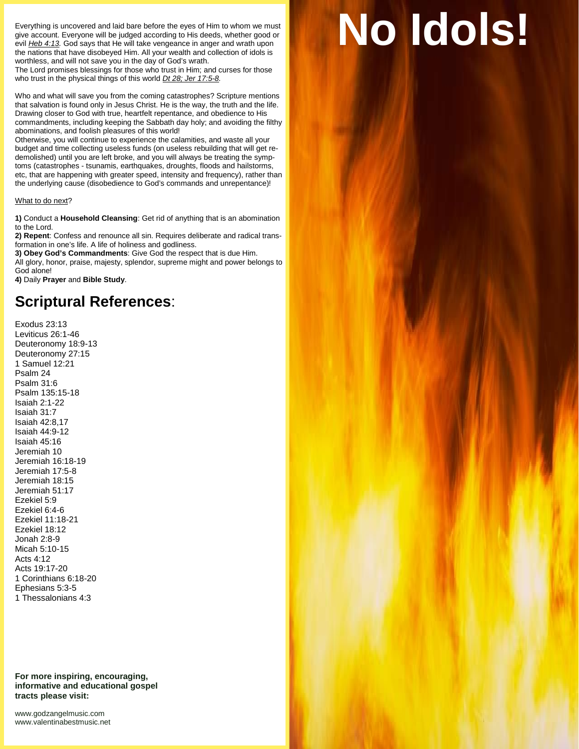# No Idols!

Everything is uncovered and laid bare before the eyes of Him to whom we must give account. Everyone will be judged according to His deeds, whether good or evil *Heb 4:13.* God says that He will take vengeance in anger and wrath upon the nations that have disobeyed Him. All your wealth and collection of idols is worthless, and will not save you in the day of God's wrath.
The Lord promises blessings for those who trust in Him; and curses for those who trust in the physical things of this world *Dt 28; Jer 17:5-8.*

Who and what will save you from the coming catastrophes? Scripture mentions that salvation is found only in Jesus Christ. He is the way, the truth and the life. Drawing closer to God with true, heartfelt repentance, and obedience to His commandments, including keeping the Sabbath day holy; and avoiding the filthy abominations, and foolish pleasures of this world!
Otherwise, you will continue to experience the calamities, and waste all your budget and time collecting useless funds (on useless rebuilding that will get re-demolished) until you are left broke, and you will always be treating the symptoms (catastrophes - tsunamis, earthquakes, droughts, floods and hailstorms, etc, that are happening with greater speed, intensity and frequency), rather than the underlying cause (disobedience to God's commands and unrepentance)!

What to do next?

**1)** Conduct a **Household Cleansing**: Get rid of anything that is an abomination to the Lord.
**2) Repent**: Confess and renounce all sin. Requires deliberate and radical transformation in one's life. A life of holiness and godliness.
**3) Obey God's Commandments**: Give God the respect that is due Him.
All glory, honor, praise, majesty, splendor, supreme might and power belongs to God alone!
**4)** Daily **Prayer** and **Bible Study**.

## Scriptural References:

Exodus 23:13
Leviticus 26:1-46
Deuteronomy 18:9-13
Deuteronomy 27:15
1 Samuel 12:21
Psalm 24
Psalm 31:6
Psalm 135:15-18
Isaiah 2:1-22
Isaiah 31:7
Isaiah 42:8,17
Isaiah 44:9-12
Isaiah 45:16
Jeremiah 10
Jeremiah 16:18-19
Jeremiah 17:5-8
Jeremiah 18:15
Jeremiah 51:17
Ezekiel 5:9
Ezekiel 6:4-6
Ezekiel 11:18-21
Ezekiel 18:12
Jonah 2:8-9
Micah 5:10-15
Acts 4:12
Acts 19:17-20
1 Corinthians 6:18-20
Ephesians 5:3-5
1 Thessalonians 4:3

**For more inspiring, encouraging, informative and educational gospel tracts please visit:**

www.godzangelmusic.com
www.valentinabestmusic.net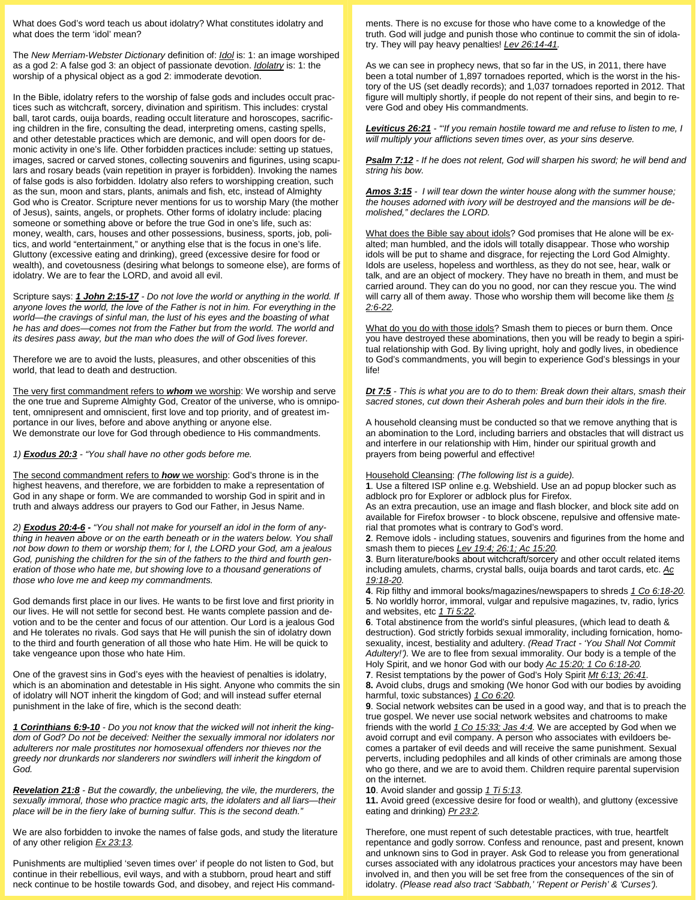What does God's word teach us about idolatry? What constitutes idolatry and what does the term 'idol' mean?

The *New Merriam-Webster Dictionary* definition of: Idol is: 1: an image worshiped as a god 2: A false god 3: an object of passionate devotion. *Idolatry* is: 1: the worship of a physical object as a god 2: immoderate devotion.

In the Bible, idolatry refers to the worship of false gods and includes occult practices such as witchcraft, sorcery, divination and spiritism. This includes: crystal ball, tarot cards, ouija boards, reading occult literature and horoscopes, sacrificing children in the fire, consulting the dead, interpreting omens, casting spells, and other detestable practices which are demonic, and will open doors for demonic activity in one's life. Other forbidden practices include: setting up statues, images, sacred or carved stones, collecting souvenirs and figurines, using scapulars and rosary beads (vain repetition in prayer is forbidden). Invoking the names of false gods is also forbidden. Idolatry also refers to worshipping creation, such as the sun, moon and stars, plants, animals and fish, etc, instead of Almighty God who is Creator. Scripture never mentions for us to worship Mary (the mother of Jesus), saints, angels, or prophets. Other forms of idolatry include: placing someone or something above or before the true God in one's life, such as: money, wealth, cars, houses and other possessions, business, sports, job, politics, and world "entertainment," or anything else that is the focus in one's life. Gluttony (excessive eating and drinking), greed (excessive desire for food or wealth), and covetousness (desiring what belongs to someone else), are forms of idolatry. We are to fear the LORD, and avoid all evil.

Scripture says: ***1 John 2:15-17*** - *Do not love the world or anything in the world. If anyone loves the world, the love of the Father is not in him. For everything in the world—the cravings of sinful man, the lust of his eyes and the boasting of what he has and does—comes not from the Father but from the world. The world and its desires pass away, but the man who does the will of God lives forever.*

Therefore we are to avoid the lusts, pleasures, and other obscenities of this world, that lead to death and destruction.

The very first commandment refers to ***whom*** we worship: We worship and serve the one true and Supreme Almighty God, Creator of the universe, who is omnipotent, omnipresent and omniscient, first love and top priority, and of greatest importance in our lives, before and above anything or anyone else.
We demonstrate our love for God through obedience to His commandments.

*1)* ***Exodus 20:3*** - *"You shall have no other gods before me.*

The second commandment refers to ***how*** we worship: God's throne is in the highest heavens, and therefore, we are forbidden to make a representation of God in any shape or form. We are commanded to worship God in spirit and in truth and always address our prayers to God our Father, in Jesus Name.

*2)* ***Exodus 20:4-6 -*** *"You shall not make for yourself an idol in the form of anything in heaven above or on the earth beneath or in the waters below. You shall not bow down to them or worship them; for I, the LORD your God, am a jealous God, punishing the children for the sin of the fathers to the third and fourth generation of those who hate me, but showing love to a thousand generations of those who love me and keep my commandments.*

God demands first place in our lives. He wants to be first love and first priority in our lives. He will not settle for second best. He wants complete passion and devotion and to be the center and focus of our attention. Our Lord is a jealous God and He tolerates no rivals. God says that He will punish the sin of idolatry down to the third and fourth generation of all those who hate Him. He will be quick to take vengeance upon those who hate Him.

One of the gravest sins in God's eyes with the heaviest of penalties is idolatry, which is an abomination and detestable in His sight. Anyone who commits the sin of idolatry will NOT inherit the kingdom of God; and will instead suffer eternal punishment in the lake of fire, which is the second death:

***1 Corinthians 6:9-10*** - *Do you not know that the wicked will not inherit the kingdom of God? Do not be deceived: Neither the sexually immoral nor idolaters nor adulterers nor male prostitutes nor homosexual offenders nor thieves nor the greedy nor drunkards nor slanderers nor swindlers will inherit the kingdom of God.*

***Revelation 21:8*** - *But the cowardly, the unbelieving, the vile, the murderers, the sexually immoral, those who practice magic arts, the idolaters and all liars—their place will be in the fiery lake of burning sulfur. This is the second death."*

We are also forbidden to invoke the names of false gods, and study the literature of any other religion *Ex 23:13*.

Punishments are multiplied 'seven times over' if people do not listen to God, but continue in their rebellious, evil ways, and with a stubborn, proud heart and stiff neck continue to be hostile towards God, and disobey, and reject His commandments. There is no excuse for those who have come to a knowledge of the truth. God will judge and punish those who continue to commit the sin of idolatry. They will pay heavy penalties! *Lev 26:14-41*.

As we can see in prophecy news, that so far in the US, in 2011, there have been a total number of 1,897 tornadoes reported, which is the worst in the history of the US (set deadly records); and 1,037 tornadoes reported in 2012. That figure will multiply shortly, if people do not repent of their sins, and begin to revere God and obey His commandments.

***Leviticus 26:21*** - *"'If you remain hostile toward me and refuse to listen to me, I will multiply your afflictions seven times over, as your sins deserve.*

***Psalm 7:12*** - *If he does not relent, God will sharpen his sword; he will bend and string his bow.*

***Amos 3:15*** - *I will tear down the winter house along with the summer house; the houses adorned with ivory will be destroyed and the mansions will be demolished," declares the LORD.*

What does the Bible say about idols? God promises that He alone will be exalted; man humbled, and the idols will totally disappear. Those who worship idols will be put to shame and disgrace, for rejecting the Lord God Almighty. Idols are useless, hopeless and worthless, as they do not see, hear, walk or talk, and are an object of mockery. They have no breath in them, and must be carried around. They can do you no good, nor can they rescue you. The wind will carry all of them away. Those who worship them will become like them *Is 2:6-22*.

What do you do with those idols? Smash them to pieces or burn them. Once you have destroyed these abominations, then you will be ready to begin a spiritual relationship with God. By living upright, holy and godly lives, in obedience to God's commandments, you will begin to experience God's blessings in your life!

***Dt 7:5*** - *This is what you are to do to them: Break down their altars, smash their sacred stones, cut down their Asherah poles and burn their idols in the fire.*

A household cleansing must be conducted so that we remove anything that is an abomination to the Lord, including barriers and obstacles that will distract us and interfere in our relationship with Him, hinder our spiritual growth and prayers from being powerful and effective!

Household Cleansing: *(The following list is a guide).*

**1**. Use a filtered ISP online e.g. Webshield. Use an ad popup blocker such as adblock pro for Explorer or adblock plus for Firefox.
As an extra precaution, use an image and flash blocker, and block site add on available for Firefox browser - to block obscene, repulsive and offensive material that promotes what is contrary to God's word.

**2**. Remove idols - including statues, souvenirs and figurines from the home and smash them to pieces *Lev 19:4; 26:1; Ac 15:20*.

**3**. Burn literature/books about witchcraft/sorcery and other occult related items including amulets, charms, crystal balls, ouija boards and tarot cards, etc. *Ac 19:18-20*.

**4**. Rip filthy and immoral books/magazines/newspapers to shreds *1 Co 6:18-20*.

**5**. No worldly horror, immoral, vulgar and repulsive magazines, tv, radio, lyrics and websites, etc *1 Ti 5:22*.

**6**. Total abstinence from the world's sinful pleasures, (which lead to death & destruction). God strictly forbids sexual immorality, including fornication, homosexuality, incest, bestiality and adultery. *(Read Tract - 'You Shall Not Commit Adultery!').* We are to flee from sexual immorality. Our body is a temple of the Holy Spirit, and we honor God with our body *Ac 15:20; 1 Co 6:18-20*.

**7**. Resist temptations by the power of God's Holy Spirit *Mt 6:13; 26:41*.

**8.** Avoid clubs, drugs and smoking (We honor God with our bodies by avoiding harmful, toxic substances) *1 Co 6:20*.

**9**. Social network websites can be used in a good way, and that is to preach the true gospel. We never use social network websites and chatrooms to make friends with the world *1 Co 15:33; Jas 4:4*. We are accepted by God when we avoid corrupt and evil company. A person who associates with evildoers becomes a partaker of evil deeds and will receive the same punishment. Sexual perverts, including pedophiles and all kinds of other criminals are among those who go there, and we are to avoid them. Children require parental supervision on the internet.

**10**. Avoid slander and gossip *1 Ti 5:13*.

**11.** Avoid greed (excessive desire for food or wealth), and gluttony (excessive eating and drinking) *Pr 23:2*.

Therefore, one must repent of such detestable practices, with true, heartfelt repentance and godly sorrow. Confess and renounce, past and present, known and unknown sins to God in prayer. Ask God to release you from generational curses associated with any idolatrous practices your ancestors may have been involved in, and then you will be set free from the consequences of the sin of idolatry. *(Please read also tract 'Sabbath,' 'Repent or Perish' & 'Curses').*